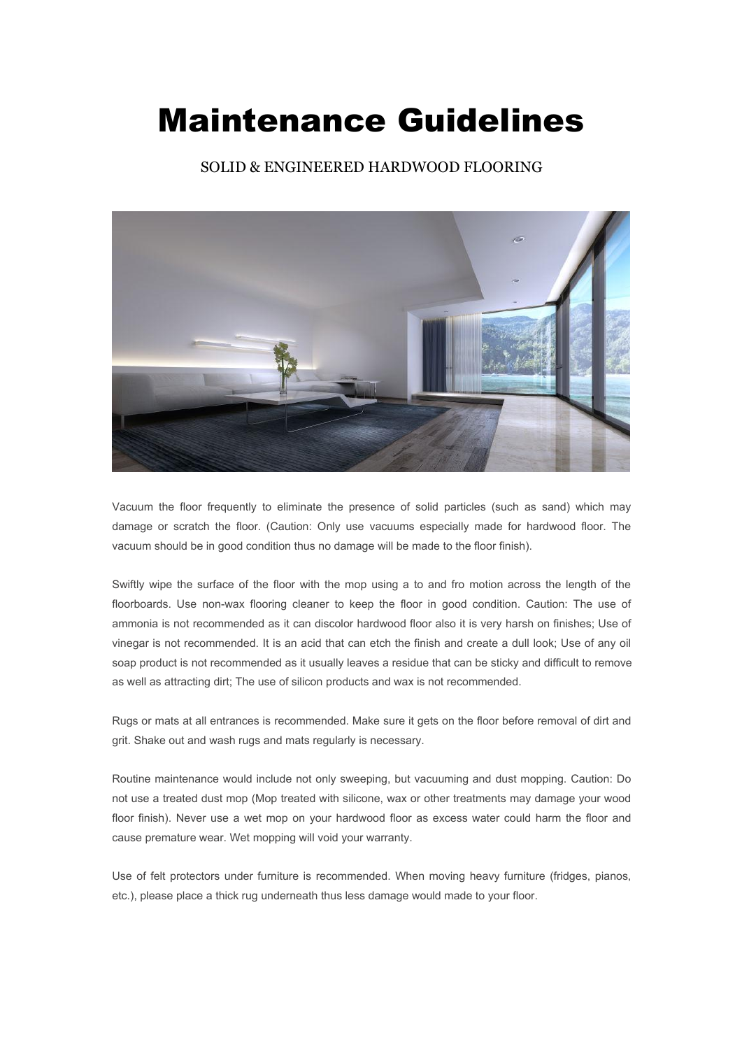# Maintenance Guidelines

SOLID & ENGINEERED HARDWOOD FLOORING

Vacuum the floor frequently to eliminate the presence of solid particles (such as sand) which may damage or scratch the floor. (Caution: Only use vacuums especially made for hardwood floor. The vacuum should be in good condition thus no damage will be made to the floor finish).

Swiftly wipe the surface of the floor with the mop using a to and fro motion across the length of the floorboards. Use non-wax flooring cleaner to keep the floor in good condition. Caution: The use of ammonia is not recommended as it can discolor hardwood floor also it is very harsh on finishes; Use of vinegar is not recommended. It is an acid that can etch the finish and create a dull look; Use of any oil soap product is not recommended as it usually leaves a residue that can be sticky and difficult to remove as well as attracting dirt; The use of silicon products and wax is not recommended.

Rugs or mats at all entrances is recommended. Make sure it gets on the floor before removal of dirt and grit. Shake out and wash rugs and mats regularly is necessary.

Routine maintenance would include not only sweeping, but vacuuming and dust mopping. Caution: Do not use a treated dust mop (Mop treated with silicone, wax or other treatments may damage your wood floor finish). Never use a wet mop on your hardwood floor as excess water could harm the floor and cause premature wear. Wet mopping will void your warranty.

Use of felt protectors under furniture is recommended. When moving heavy furniture (fridges, pianos, etc.), please place a thick rug underneath thus less damage would made to your floor.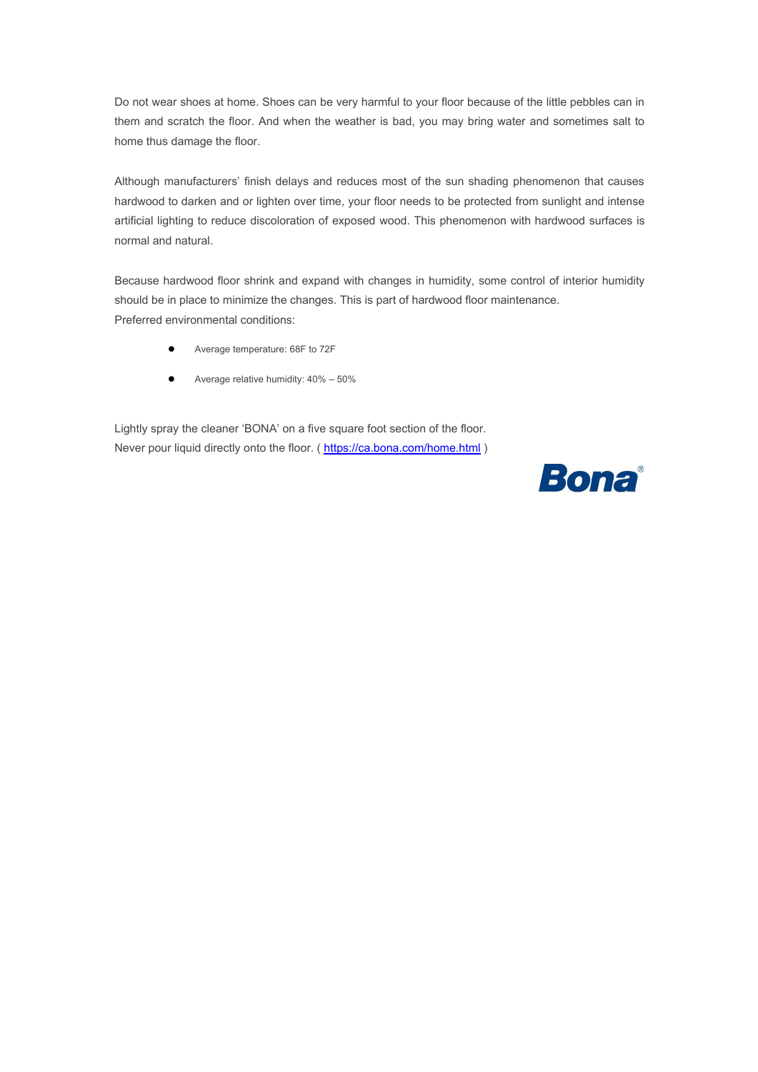Do not wear shoes at home. Shoes can be very harmful to your floor because of the little pebbles can in them and scratch the floor. And when the weather is bad, you may bring water and sometimes salt to home thus damage the floor.

Although manufacturers' finish delays and reduces most of the sun shading phenomenon that causes hardwood to darken and or lighten over time, your floor needs to be protected from sunlight and intense artificial lighting to reduce discoloration of exposed wood. This phenomenon with hardwood surfaces is normal and natural.

Because hardwood floor shrink and expand with changes in humidity, some control of interior humidity should be in place to minimize the changes. This is part of hardwood floor maintenance.
Preferred environmental conditions:

- Average temperature: 68F to 72F
- Average relative humidity: 40% – 50%

Lightly spray the cleaner 'BONA' on a five square foot section of the floor.
Never pour liquid directly onto the floor. ( https://ca.bona.com/home.html )

Bona®